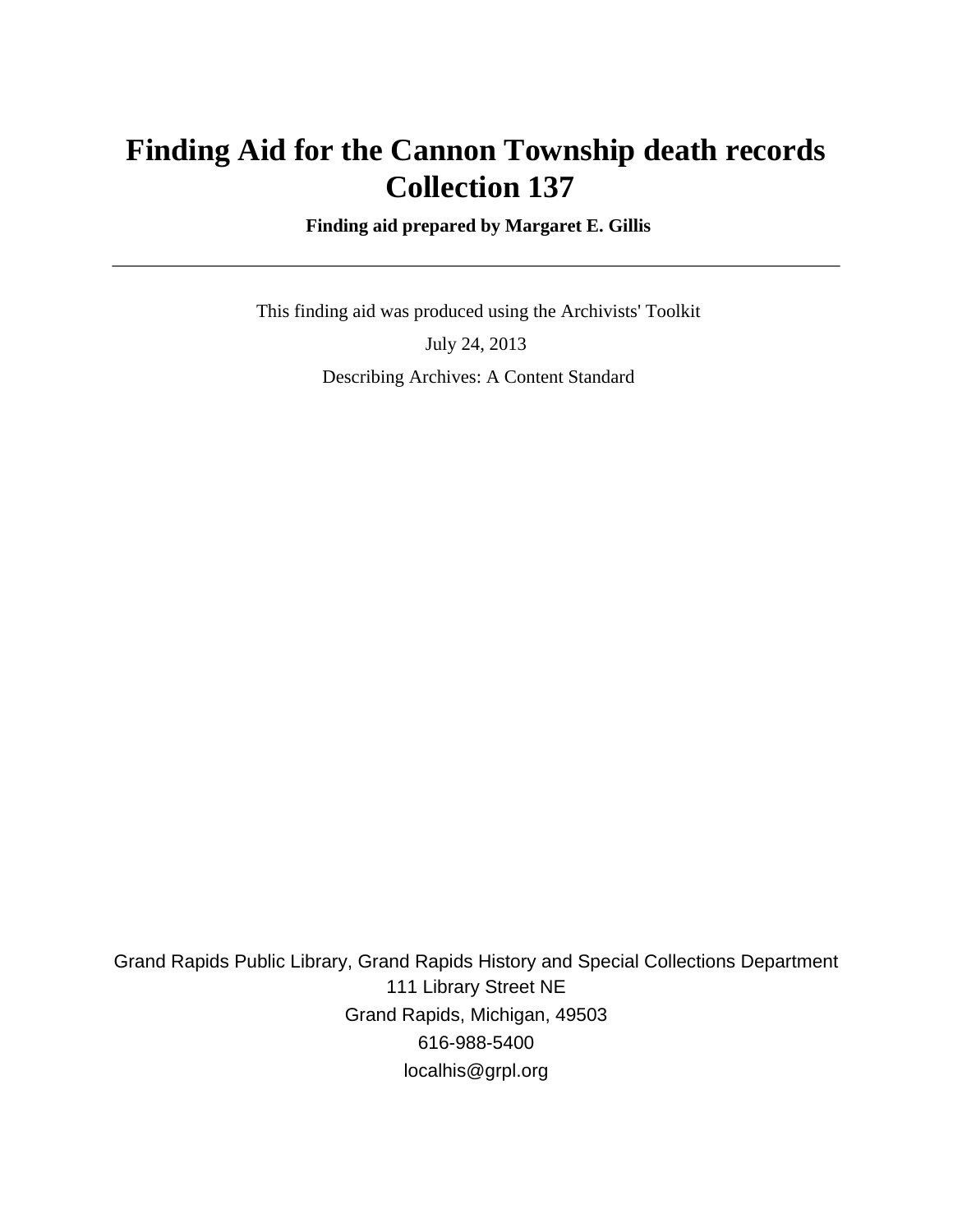# Finding Aid for the Cannon Township death records Collection 137

**Finding aid prepared by Margaret E. Gillis**

---

This finding aid was produced using the Archivists' Toolkit

July 24, 2013

Describing Archives: A Content Standard

Grand Rapids Public Library, Grand Rapids History and Special Collections Department
111 Library Street NE
Grand Rapids, Michigan, 49503
616-988-5400
localhis@grpl.org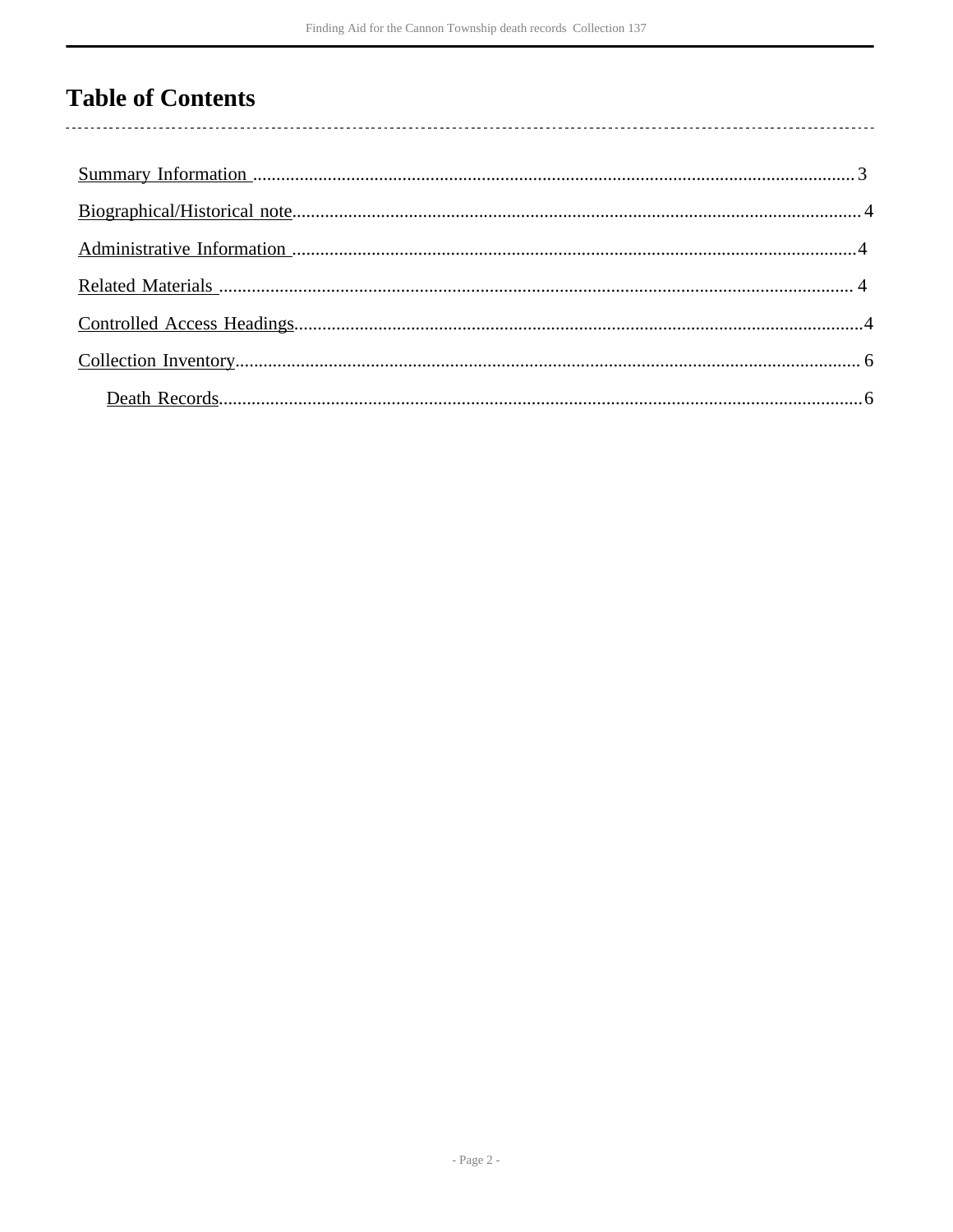# Table of Contents

Summary Information ..... 3

Biographical/Historical note ..... 4

Administrative Information ..... 4

Related Materials ..... 4

Controlled Access Headings ..... 4

Collection Inventory ..... 6

- Death Records ..... 6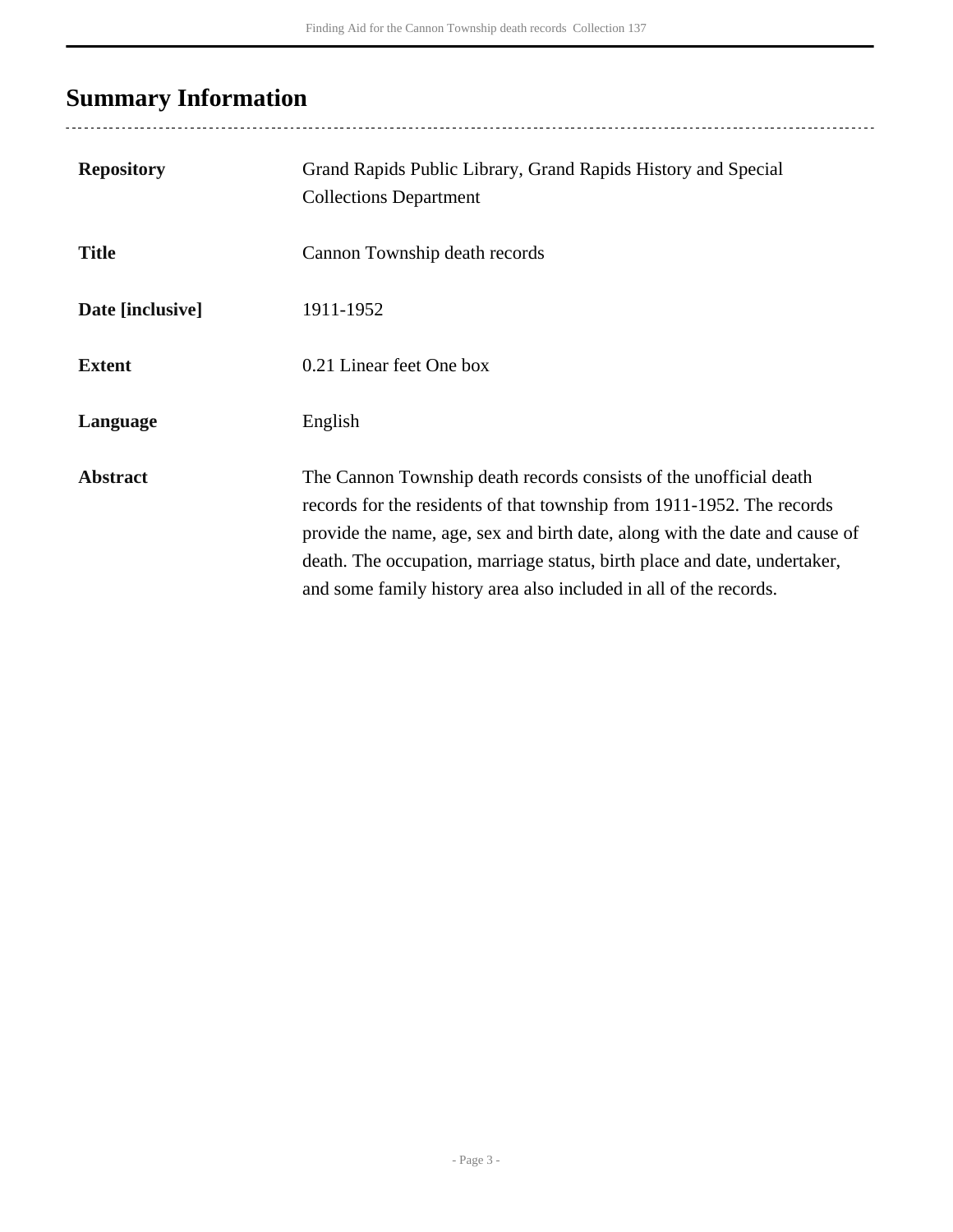## Summary Information

| | |
|---|---|
| **Repository** | Grand Rapids Public Library, Grand Rapids History and Special Collections Department |
| **Title** | Cannon Township death records |
| **Date [inclusive]** | 1911-1952 |
| **Extent** | 0.21 Linear feet One box |
| **Language** | English |
| **Abstract** | The Cannon Township death records consists of the unofficial death records for the residents of that township from 1911-1952. The records provide the name, age, sex and birth date, along with the date and cause of death. The occupation, marriage status, birth place and date, undertaker, and some family history area also included in all of the records. |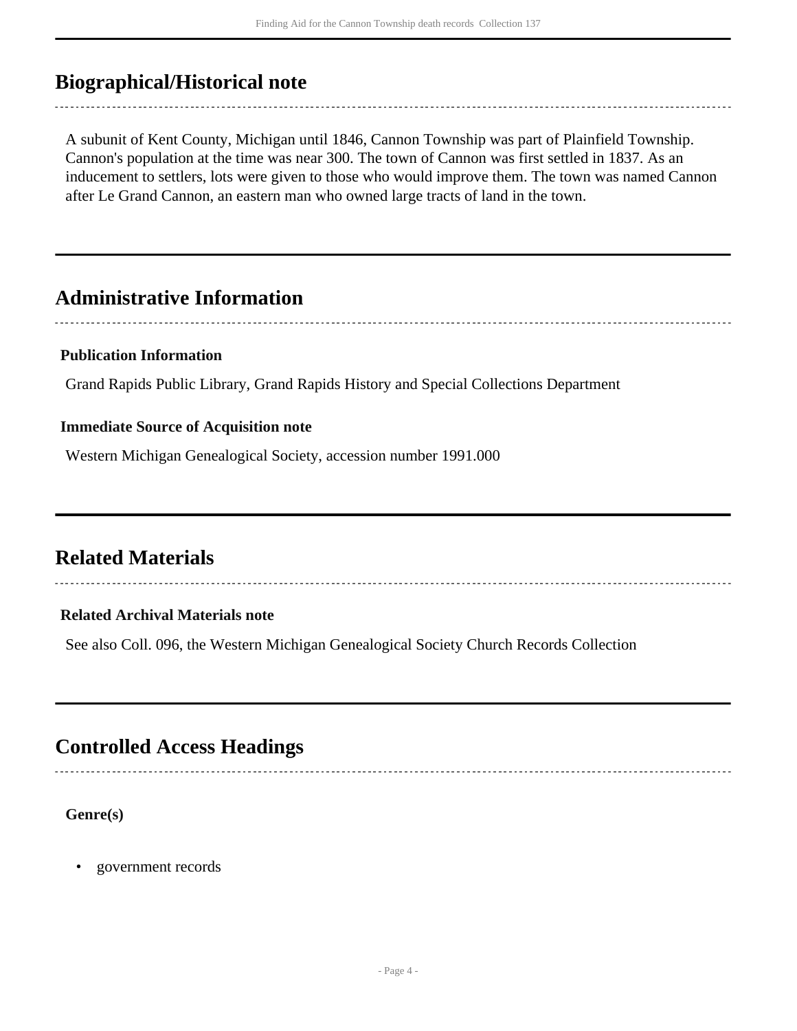## Biographical/Historical note

A subunit of Kent County, Michigan until 1846, Cannon Township was part of Plainfield Township. Cannon's population at the time was near 300. The town of Cannon was first settled in 1837. As an inducement to settlers, lots were given to those who would improve them. The town was named Cannon after Le Grand Cannon, an eastern man who owned large tracts of land in the town.

## Administrative Information

**Publication Information**

Grand Rapids Public Library, Grand Rapids History and Special Collections Department

**Immediate Source of Acquisition note**

Western Michigan Genealogical Society, accession number 1991.000

## Related Materials

**Related Archival Materials note**

See also Coll. 096, the Western Michigan Genealogical Society Church Records Collection

## Controlled Access Headings

**Genre(s)**

- government records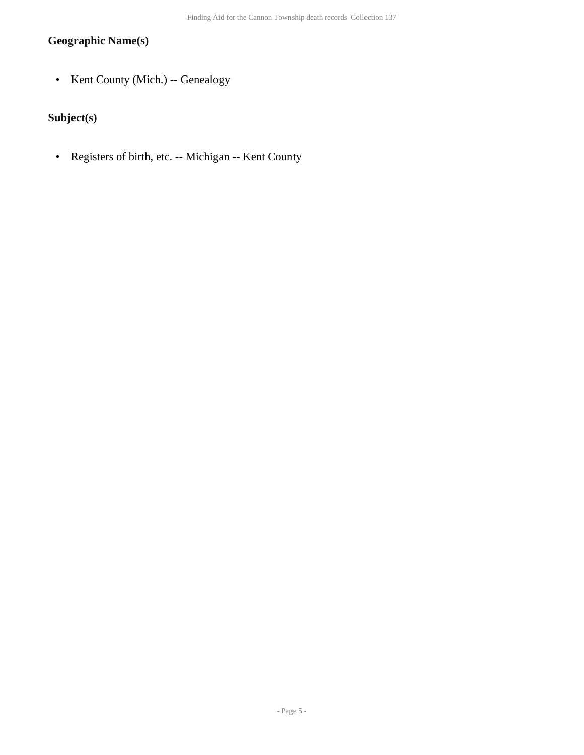### Geographic Name(s)

- Kent County (Mich.) -- Genealogy

### Subject(s)

- Registers of birth, etc. -- Michigan -- Kent County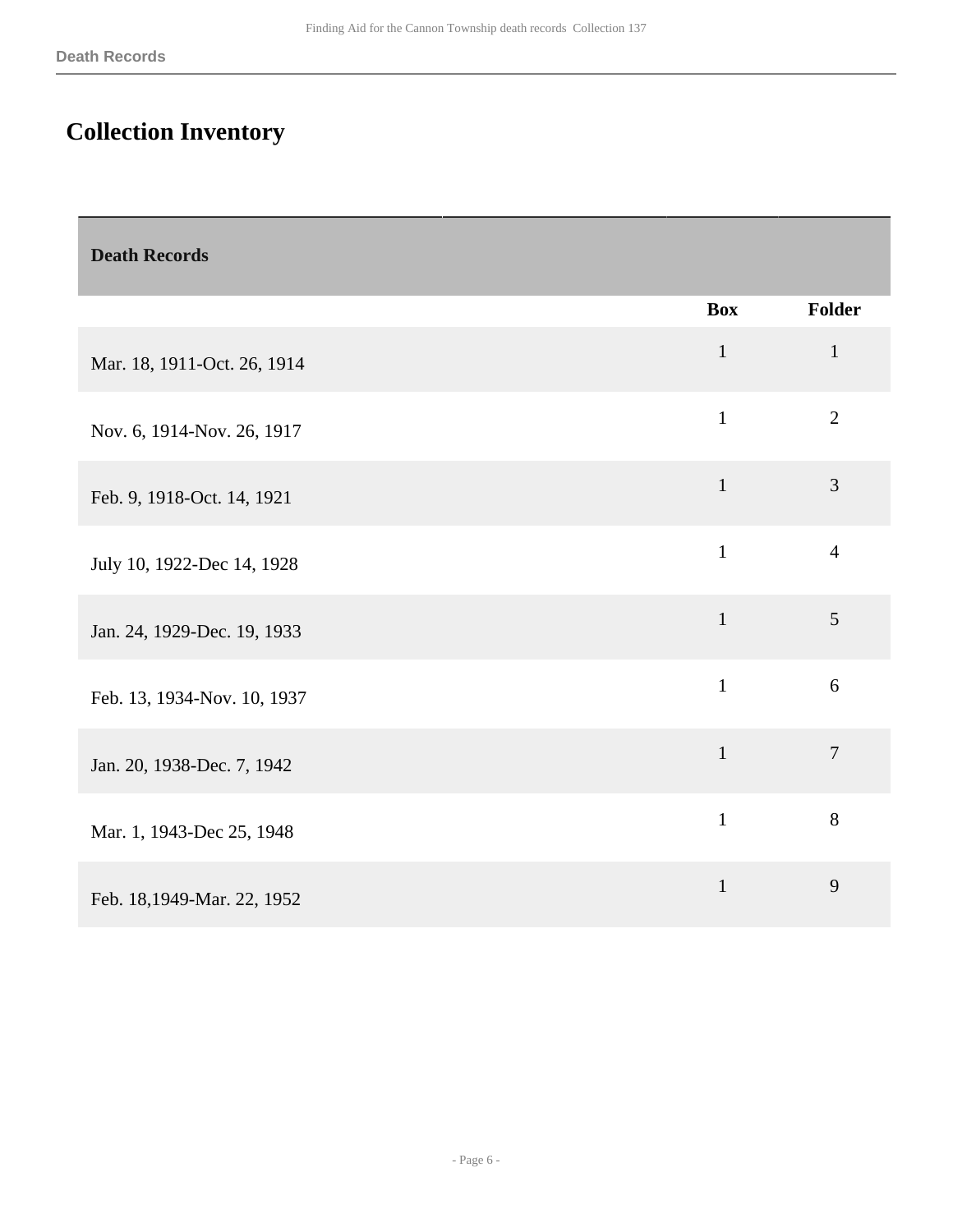# Collection Inventory

| Death Records | | |
|---|---|---|
| | **Box** | **Folder** |
| Mar. 18, 1911-Oct. 26, 1914 | 1 | 1 |
| Nov. 6, 1914-Nov. 26, 1917 | 1 | 2 |
| Feb. 9, 1918-Oct. 14, 1921 | 1 | 3 |
| July 10, 1922-Dec 14, 1928 | 1 | 4 |
| Jan. 24, 1929-Dec. 19, 1933 | 1 | 5 |
| Feb. 13, 1934-Nov. 10, 1937 | 1 | 6 |
| Jan. 20, 1938-Dec. 7, 1942 | 1 | 7 |
| Mar. 1, 1943-Dec 25, 1948 | 1 | 8 |
| Feb. 18,1949-Mar. 22, 1952 | 1 | 9 |